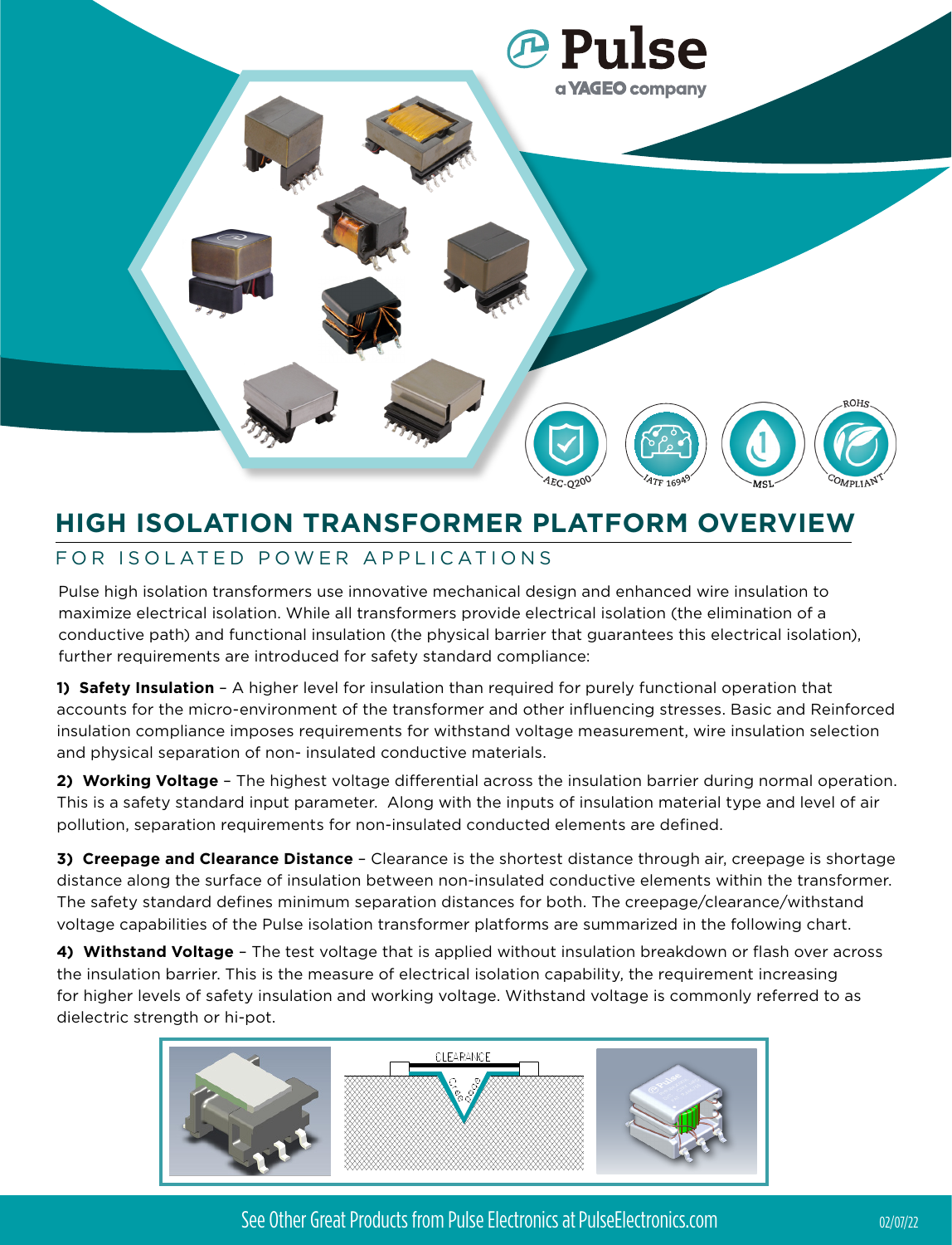# HIGH ISOLATION TRANSFORMER PLATFORM OVERVIEW

## FOR ISOLATED POWER APPLICATIONS

Pulse high isolation transformers use innovative mechanical design and enhanced wire insulation to maximize electrical isolation. While all transformers provide electrical isolation (the elimination of a conductive path) and functional insulation (the physical barrier that guarantees this electrical isolation), further requirements are introduced for safety standard compliance:

**1) Safety Insulation** – A higher level for insulation than required for purely functional operation that accounts for the micro-environment of the transformer and other influencing stresses. Basic and Reinforced insulation compliance imposes requirements for withstand voltage measurement, wire insulation selection and physical separation of non- insulated conductive materials.

**2) Working Voltage** – The highest voltage differential across the insulation barrier during normal operation. This is a safety standard input parameter. Along with the inputs of insulation material type and level of air pollution, separation requirements for non-insulated conducted elements are defined.

**3) Creepage and Clearance Distance** – Clearance is the shortest distance through air, creepage is shortage distance along the surface of insulation between non-insulated conductive elements within the transformer. The safety standard defines minimum separation distances for both. The creepage/clearance/withstand voltage capabilities of the Pulse isolation transformer platforms are summarized in the following chart.

**4) Withstand Voltage** – The test voltage that is applied without insulation breakdown or flash over across the insulation barrier. This is the measure of electrical isolation capability, the requirement increasing for higher levels of safety insulation and working voltage. Withstand voltage is commonly referred to as dielectric strength or hi-pot.

See Other Great Products from Pulse Electronics at PulseElectronics.com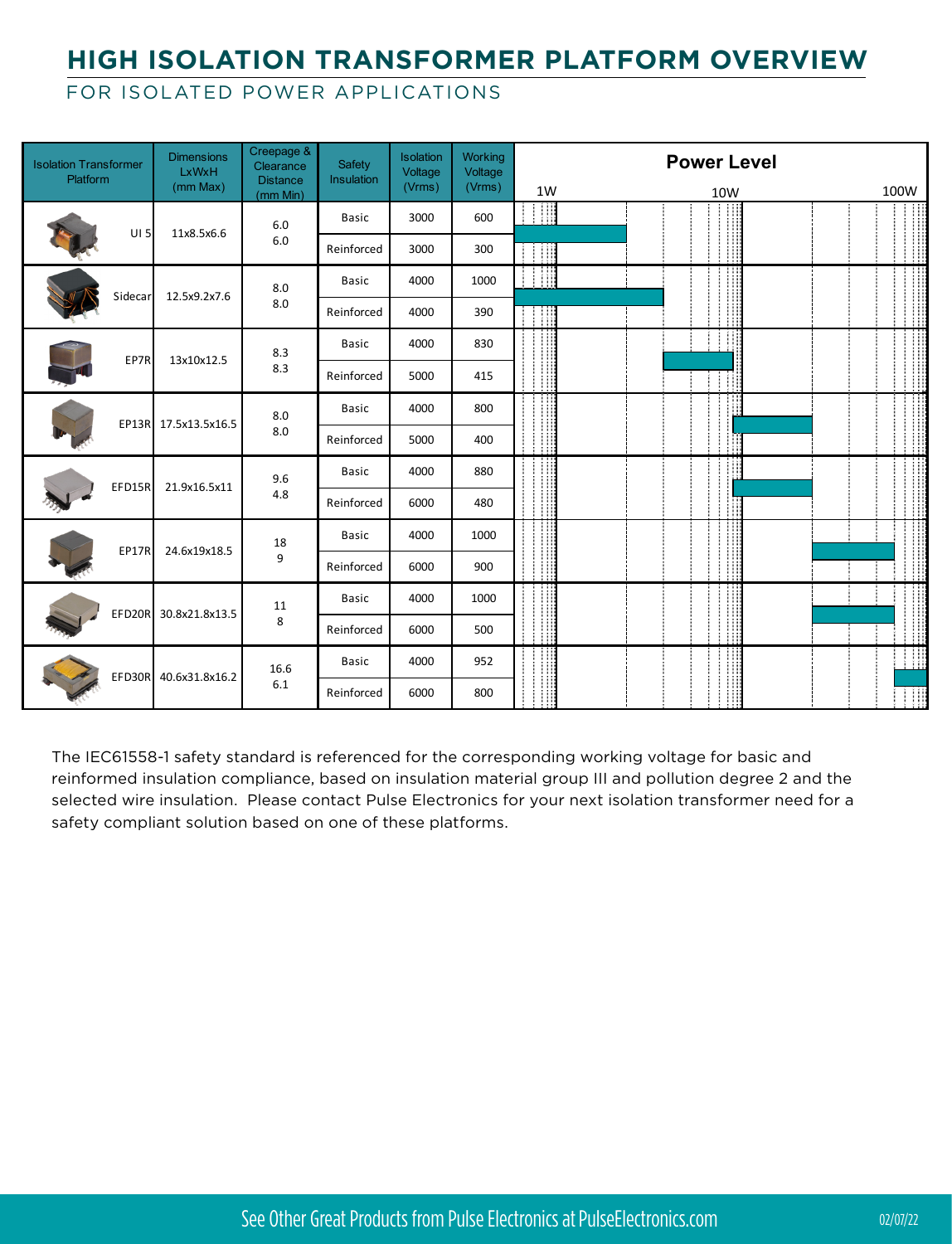# HIGH ISOLATION TRANSFORMER PLATFORM OVERVIEW

## FOR ISOLATED POWER APPLICATIONS

| Isolation Transformer Platform | Dimensions LxWxH (mm Max) | Creepage & Clearance Distance (mm Min) | Safety Insulation | Isolation Voltage (Vrms) | Working Voltage (Vrms) | Power Level (1W – 10W – 100W) |
|---|---|---|---|---|---|---|
| UI 5 | 11x8.5x6.6 | 6.0 / 6.0 | Basic | 3000 | 600 | |
| | | | Reinforced | 3000 | 300 | |
| Sidecar | 12.5x9.2x7.6 | 8.0 / 8.0 | Basic | 4000 | 1000 | |
| | | | Reinforced | 4000 | 390 | |
| EP7R | 13x10x12.5 | 8.3 / 8.3 | Basic | 4000 | 830 | |
| | | | Reinforced | 5000 | 415 | |
| EP13R | 17.5x13.5x16.5 | 8.0 / 8.0 | Basic | 4000 | 800 | |
| | | | Reinforced | 5000 | 400 | |
| EFD15R | 21.9x16.5x11 | 9.6 / 4.8 | Basic | 4000 | 880 | |
| | | | Reinforced | 6000 | 480 | |
| EP17R | 24.6x19x18.5 | 18 / 9 | Basic | 4000 | 1000 | |
| | | | Reinforced | 6000 | 900 | |
| EFD20R | 30.8x21.8x13.5 | 11 / 8 | Basic | 4000 | 1000 | |
| | | | Reinforced | 6000 | 500 | |
| EFD30R | 40.6x31.8x16.2 | 16.6 / 6.1 | Basic | 4000 | 952 | |
| | | | Reinforced | 6000 | 800 | |

The IEC61558-1 safety standard is referenced for the corresponding working voltage for basic and reinformed insulation compliance, based on insulation material group III and pollution degree 2 and the selected wire insulation. Please contact Pulse Electronics for your next isolation transformer need for a safety compliant solution based on one of these platforms.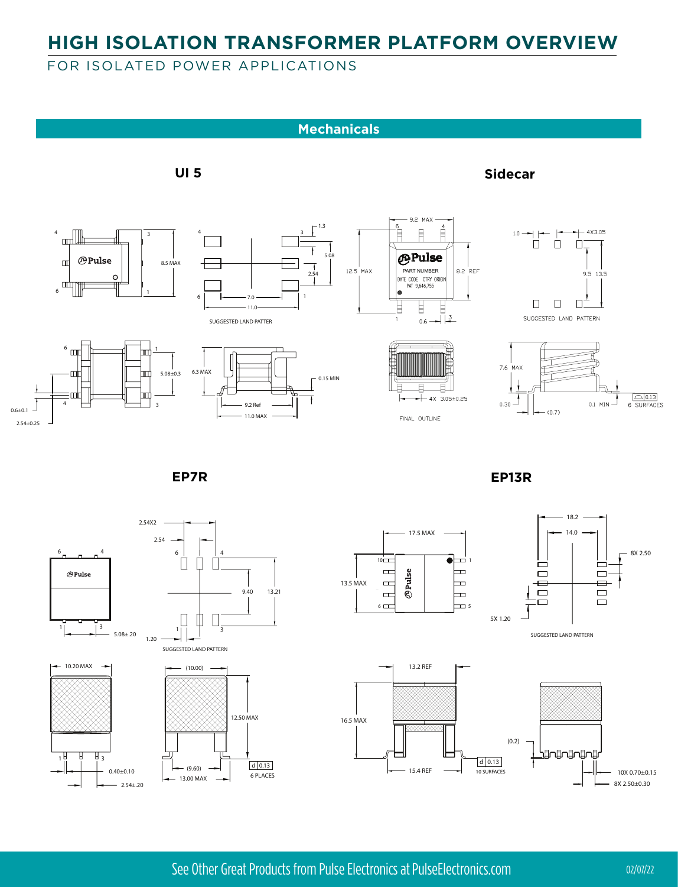# HIGH ISOLATION TRANSFORMER PLATFORM OVERVIEW

FOR ISOLATED POWER APPLICATIONS

## Mechanicals

### UI 5

4 3 6 1 Pulse 8.5 MAX

4 3 6 1 1.3 5.08 2.54 7.0 11.0

SUGGESTED LAND PATTER

6 1 4 3 5.08±0.3 0.6±0.1 2.54±0.25

6.3 MAX 0.15 MIN 9.2 Ref 11.0 MAX

### Sidecar

9.2 MAX 6 4 Pulse PART NUMBER DATE CODE CTRY ORIGIN PAT 9,646,755 12.5 MAX 8.2 REF 1 0.6 3

1.0 4X3.05 9.5 13.5

SUGGESTED LAND PATTERN

4X 3.05±0.25

FINAL OUTLINE

7.6 MAX 0.30 (0.7) 0.1 MIN 0.13 6 SURFACES

### EP7R

6 4 Pulse 1 3 5.08±.20

2.54X2 2.54 6 4 9.40 13.21 1 3 1.20

SUGGESTED LAND PATTERN

10.20 MAX 1 3 0.40±0.10 2.54±.20

(10.00) 12.50 MAX (9.60) 13.00 MAX d 0.13 6 PLACES

### EP13R

17.5 MAX 10 1 Pulse 13.5 MAX 6 5

18.2 14.0 8X 2.50 5X 1.20

SUGGESTED LAND PATTERN

13.2 REF 16.5 MAX 15.4 REF d 0.13 10 SURFACES

(0.2) 10X 0.70±0.15 8X 2.50±0.30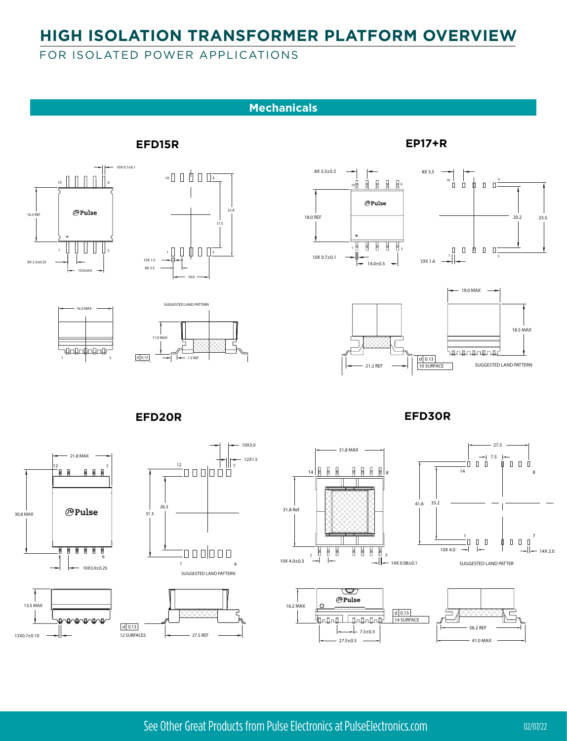# HIGH ISOLATION TRANSFORMER PLATFORM OVERVIEW

FOR ISOLATED POWER APPLICATIONS

## Mechanicals

### EFD15R

10X 0.7±0.1
10
6
16.3 REF
1
5
8X 2.5±0.25
10.0±0.4
10
6
22.8
17.5
1
5
10X 1.5
8X 2.5
10.0
16.5 MAX
1
5
SUGGESTED LAND PATTERN
11.0 MAX
0.13
1.5 REF

### EP17+R

8X 3.5±0.3
10
6
18.0 REF
1
5
10X 0.7±0.1
14.0±0.5
8X 3.5
10
6
20.2
25.5
1
5
10X 1.6
19.0 MAX
18.5 MAX
0.13
10 SURFACE
21.2 REF
SUGGESTED LAND PATTERN

### EFD20R

21.8 MAX
12
7
30.8 MAX
1
6
10X3.0±0.25
10X3.0
12X1.5
12
7
26.3
31.3
1
6
SUGGESTED LAND PATTERN
13.5 MAX
12X0.7±0.10
0.13
12 SURFACES
27.5 REF

### EFD30R

31.8 MAX
14
8
31.8 Ref
1
7
10X 4.0±0.3
14X 0.08±0.1
27.5
7.5
14
8
41.6
35.2
1
7
10X 4.0
14X 2.0
SUGGESTED LAND PATTER
16.2 MAX
0.15
14 SURFACE
7.5±0.3
27.5±0.5
36.2 REF
41.0 MAX

See Other Great Products from Pulse Electronics at PulseElectronics.com

02/07/22